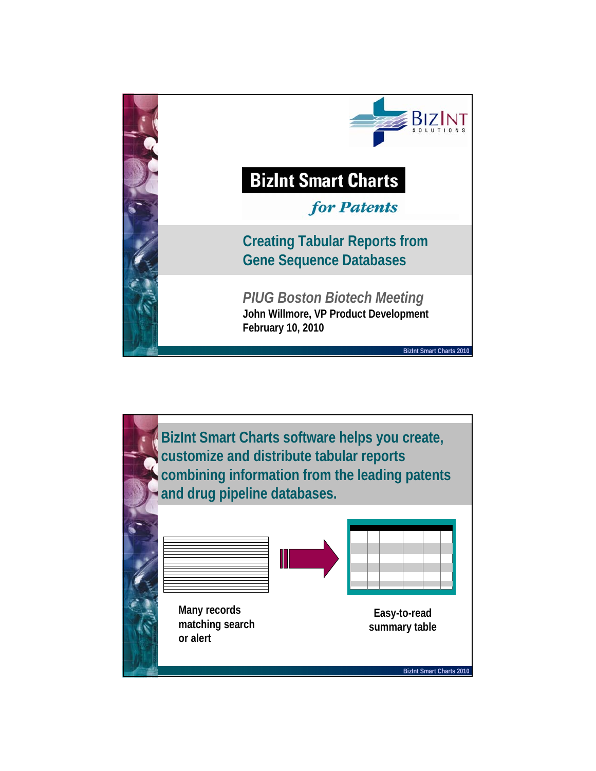# BizInt Smart Charts

*for Patents*

## Creating Tabular Reports from Gene Sequence Databases

*PIUG Boston Biotech Meeting*

**John Willmore, VP Product Development**

**February 10, 2010**

---

## BizInt Smart Charts software helps you create, customize and distribute tabular reports combining information from the leading patents and drug pipeline databases.

**Many records matching search or alert**

**Easy-to-read summary table**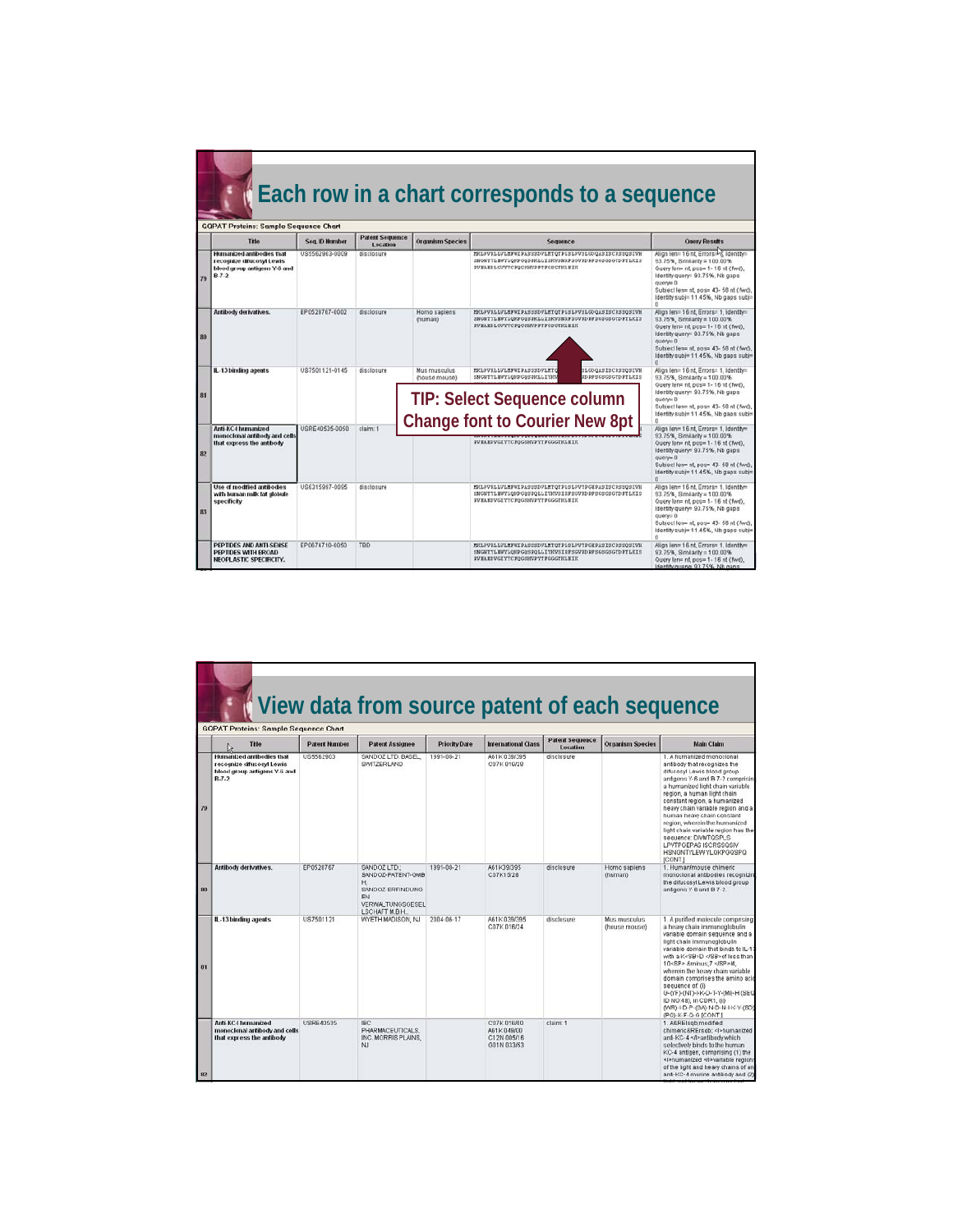## Each row in a chart corresponds to a sequence

GQPAT Proteins: Sample Sequence Chart

| | Title | Seq. ID Number | Patent Sequence Location | Organism Species | Sequence | Query Results |
|---|---|---|---|---|---|---|
| 79 | Humanized antibodies that recognize difucosyl Lewis blood group antigens Y-6 and B-7-2 | US5562903-0009 | disclosure | | | Align len= 16 nt, Errors= 1, Identity= 93.75%, Similarity = 100.00% Query len= nt, pos= 1- 16 nt (fwd), Identity query= 93.75%, Nb gaps query= 0 Subject len= nt, pos= 43- 58 nt (fwd), Identity subj= 11.45%, Nb gaps subj= 0 |
| 80 | Antibody derivatives. | EP0528767-0002 | disclosure | Homo sapiens (human) | | Align len= 16 nt, Errors= 1, Identity= 93.75%, Similarity = 100.00% Query len= nt, pos= 1- 16 nt (fwd), Identity query= 93.75%, Nb gaps query= 0 Subject len= nt, pos= 43- 58 nt (fwd), Identity subj= 11.45%, Nb gaps subj= 0 |
| 81 | IL-13 binding agents | US7501121-0145 | disclosure | Mus musculus (house mouse) | | Align len= 16 nt, Errors= 1, Identity= 93.75%, Similarity = 100.00% Query len= nt, pos= 1- 16 nt (fwd), Identity query= 93.75%, Nb gaps query= 0 Subject len= nt, pos= 43- 58 nt (fwd), Identity subj= 11.45%, Nb gaps subj= 0 |
| 82 | Anti-KC4 humanized monoclonal antibody and cells that express the antibody | USRE40535-0050 | claim: 1 | | | Align len= 16 nt, Errors= 1, Identity= 93.75%, Similarity = 100.00% Query len= nt, pos= 1- 16 nt (fwd), Identity query= 93.75%, Nb gaps query= 0 Subject len= nt, pos= 43- 58 nt (fwd), Identity subj= 11.45%, Nb gaps subj= 0 |
| 83 | Use of modified antibodies with human milk fat globule specificity | US6315997-0095 | disclosure | | | Align len= 16 nt, Errors= 1, Identity= 93.75%, Similarity = 100.00% Query len= nt, pos= 1- 16 nt (fwd), Identity query= 93.75%, Nb gaps query= 0 Subject len= nt, pos= 43- 58 nt (fwd), Identity subj= 11.45%, Nb gaps subj= 0 |
| | PEPTIDES AND ANTI-SENSE PEPTIDES WITH BROAD NEOPLASTIC SPECIFICITY. | EP0674710-0050 | TBD | | | Align len= 16 nt, Errors= 1, Identity= 93.75%, Similarity = 100.00% Query len= nt, pos= 1- 16 nt (fwd), Identity query= 93.75%, Nb gaps |

TIP: Select Sequence column
Change font to Courier New 8pt

## View data from source patent of each sequence

GQPAT Proteins: Sample Sequence Chart

| | Title | Patent Number | Patent Assignee | Priority Date | International Class | Patent Sequence Location | Organism Species | Main Claim |
|---|---|---|---|---|---|---|---|---|
| 79 | Humanized antibodies that recognize difucosyl Lewis blood group antigens Y-6 and B-7-2 | US5562903 | SANDOZ LTD. BASEL, SWITZERLAND | 1991-08-21 | A61K 039/395 C07K 016/28 | disclosure | | 1. A humanized monoclonal antibody that recognizes the difucosyl Lewis blood group antigens Y-6 and B-7-2 comprising a humanized light chain variable region, a human light chain constant region, a humanized heavy chain variable region and a human heavy chain constant region, wherein the humanized light chain variable region has the sequence: DIVMTQSPLS LPVTPGEPAS ISCRSSQSIV HSNGNTYLEWYLQKPGQSPQ [CONT.] |
| 80 | Antibody derivatives. | EP0528767 | SANDOZ LTD.; SANDOZ-PATENT-GMBH; SANDOZ-ERFINDUNGEN VERWALTUNGSGESELLSCHAFT M.B.H.. | 1991-08-21 | A61K39/395 C07K16/28 | disclosure | Homo sapiens (human) | 1. Human/mouse chimeric monoclonal antibodies recognizing the difucosyl Lewis blood group antigens Y-6 and B-7-2. |
| 81 | IL-13 binding agents | US7501121 | WYETH MADISON, NJ | 2004-06-17 | A61K 039/395 C07K 016/24 | disclosure | Mus musculus (house mouse) | 1. A purified molecule comprising a heavy chain immunoglobulin variable domain sequence and a light chain immunoglobulin variable domain that binds to IL-13 with a K<SB>D </SB> of less than 10<SP> &minus;7 </SP>M, wherein the heavy chain variable domain comprises the amino acid sequence of (i) G-(YF)-(NT)-I-K-D-T-Y-(MI)-H (SEQ ID NO:48), in CDR1, (ii) (WR)-I-D-P-(GA)-N-D-N-I-K-Y-(SD)-(PG)-K-F-Q-G [CONT.] |
| 82 | Anti-KC4 humanized monoclonal antibody and cells that express the antibody | USRE40535 | IBC PHARMACEUTICALS, INC. MORRIS PLAINS, NJ | | C07K 016/00 A61K 049/00 C12N 005/16 G01N 033/53 | claim: 1 | | 1. A&REtsqb;modified chimeric&REtsqb; <I>humanized anti-KC-4 </I>antibody which selectively binds to the human KC-4 antigen, comprising (1) the <I>humanized </I>variable regions of the light and heavy chains of an anti-KC-4 murine antibody and (2) |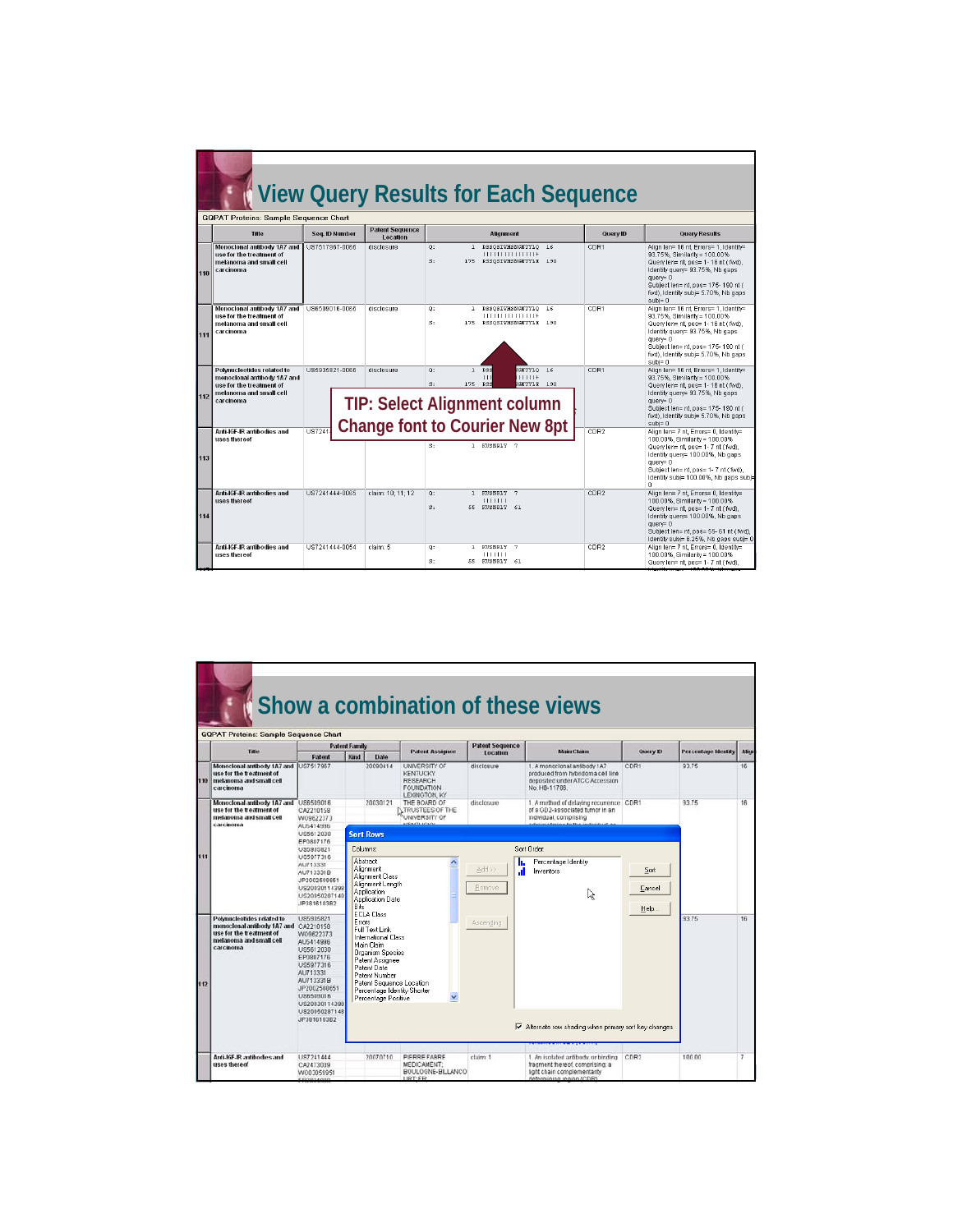# View Query Results for Each Sequence

GQPAT Proteins: Sample Sequence Chart

| | Title | Seq. ID Number | Patent Sequence Location | Alignment | Query ID | Query Results |
|---|---|---|---|---|---|---|
| 110 | Monoclonal antibody 1A7 and use for the treatment of melanoma and small cell carcinoma | US7517967-0086 | disclosure | Q: 1 RSSQSIVHSNGNTYLQ 16 S: 175 RSSQSIVHSNGNTYLK 190 | CDR1 | Align len= 16 nt, Errors= 1, Identity= 93.75%, Similarity = 100.00% Query len= nt, pos= 1- 16 nt (fwd), Identity query= 93.75%, Nb gaps query= 0 Subject len= nt, pos= 175- 190 nt (fwd), Identity subj= 5.70%, Nb gaps subj= 0 |
| 111 | Monoclonal antibody 1A7 and use for the treatment of melanoma and small cell carcinoma | US6509016-0086 | disclosure | Q: 1 RSSQSIVHSNGNTYLQ 16 S: 175 RSSQSIVHSNGNTYLK 190 | CDR1 | Align len= 16 nt, Errors= 1, Identity= 93.75%, Similarity = 100.00% Query len= nt, pos= 1- 16 nt (fwd), Identity query= 93.75%, Nb gaps query= 0 Subject len= nt, pos= 175- 190 nt (fwd), Identity subj= 5.70%, Nb gaps subj= 0 |
| 112 | Polynucleotides related to monoclonal antibody 1A7 and use for the treatment of melanoma and small cell carcinoma | US5935821-0086 | disclosure | Q: 1 RSS... NGNTYLQ 16 S: 175 RSS... NGNTYLK 190 | CDR1 | Align len= 16 nt, Errors= 1, Identity= 93.75%, Similarity = 100.00% Query len= nt, pos= 1- 16 nt (fwd), Identity query= 93.75%, Nb gaps query= 0 Subject len= nt, pos= 175- 190 nt (fwd), Identity subj= 5.70%, Nb gaps subj= 0 |
| 113 | Anti-IGF-IR antibodies and uses thereof | US7241... | | S: 1 KVSNRIT 7 | CDR2 | Align len= 7 nt, Errors= 0, Identity= 100.00%, Similarity = 100.00% Query len= nt, pos= 1- 7 nt (fwd), Identity query= 100.00%, Nb gaps query= 0 Subject len= nt, pos= 1- 7 nt (fwd), Identity subj= 100.00%, Nb gaps subj= 0 |
| 114 | Anti-IGF-IR antibodies and uses thereof | US7241444-0085 | claim: 10; 11; 12 | Q: 1 KVSNRIT 7 S: 55 KVSNRIT 61 | CDR2 | Align len= 7 nt, Errors= 0, Identity= 100.00%, Similarity = 100.00% Query len= nt, pos= 1- 7 nt (fwd), Identity query= 100.00%, Nb gaps query= 0 Subject len= nt, pos= 55- 61 nt (fwd), Identity subj= 6.25%, Nb gaps subj= 0 |
| | Anti-IGF-IR antibodies and uses thereof | US7241444-0054 | claim: 5 | Q: 1 KVSNRIT 7 S: 55 KVSNRIT 61 | CDR2 | Align len= 7 nt, Errors= 0, Identity= 100.00%, Similarity = 100.00% Query len= nt, pos= 1- 7 nt (fwd), |

**TIP: Select Alignment column**
**Change font to Courier New 8pt**

# Show a combination of these views

GQPAT Proteins: Sample Sequence Chart

| | Title | Patent Family | | | Patent Assignee | Patent Sequence Location | Main Claim | Query ID | Percentage Identity | Align |
|---|---|---|---|---|---|---|---|---|---|---|
| | | Patent | Kind | Date | | | | | | |
| 110 | Monoclonal antibody 1A7 and use for the treatment of melanoma and small cell carcinoma | US7517967 | | 20090414 | UNIVERSITY OF KENTUCKY RESEARCH FOUNDATION LEXINGTON, KY | disclosure | 1. A monoclonal antibody 1A7 produced from hybridoma cell line deposited under ATCC Accession No. HB-11786. | CDR1 | 93.75 | 16 |
| 111 | Monoclonal antibody 1A7 and use for the treatment of melanoma and small cell carcinoma | US6509016 CA2210158 WO9622373 AU5414996 US5612030 EP0807176 US5935821 US5977316 AU713331 AU713331B JP2002509851 US20030114398 US20050287148 JP3816103B2 | | 20030121 | THE BOARD OF TRUSTEES OF THE UNIVERSITY OF ... | disclosure | 1. A method of delaying recurrence of a GD2-associated tumor in an individual, comprising ... | CDR1 | 93.75 | 16 |
| 112 | Polynucleotides related to monoclonal antibody 1A7 and use for the treatment of melanoma and small cell carcinoma | US5935821 CA2210158 WO9622373 AU5414996 US5612030 EP0807176 US5977316 AU713331 AU713331B JP2002509851 US6509016 US20030114398 US20050287148 JP3816103B2 | | | | | | | 93.75 | 16 |
| | Anti-IGF-IR antibodies and uses thereof | US7241444 CA2473039 WO03059951 | | 20070710 | PIERRE FABRE MEDICAMENT; BOULOGNE-BILLANCOURT, FR | claim 1 | 1. An isolated antibody or binding fragment thereof, comprising a light chain complementarity determining region (CDR) ... | CDR1 | 100.00 | 7 |

**Sort Rows**

Columns:
- Abstract
- Alignment
- Alignment Class
- Alignment Length
- Application
- Application Date
- Bits
- ECLA Class
- Errors
- Full Text Link
- International Class
- Main Claim
- Organism Species
- Patent Assignee
- Patent Date
- Patent Number
- Patent Sequence Location
- Percentage Identity Shorter
- Percentage Positive

Add >> | Remove | Ascending

Sort Order:
- Percentage Identity
- Inventors

Sort | Cancel | Help...

☑ Alternate row shading when primary sort key changes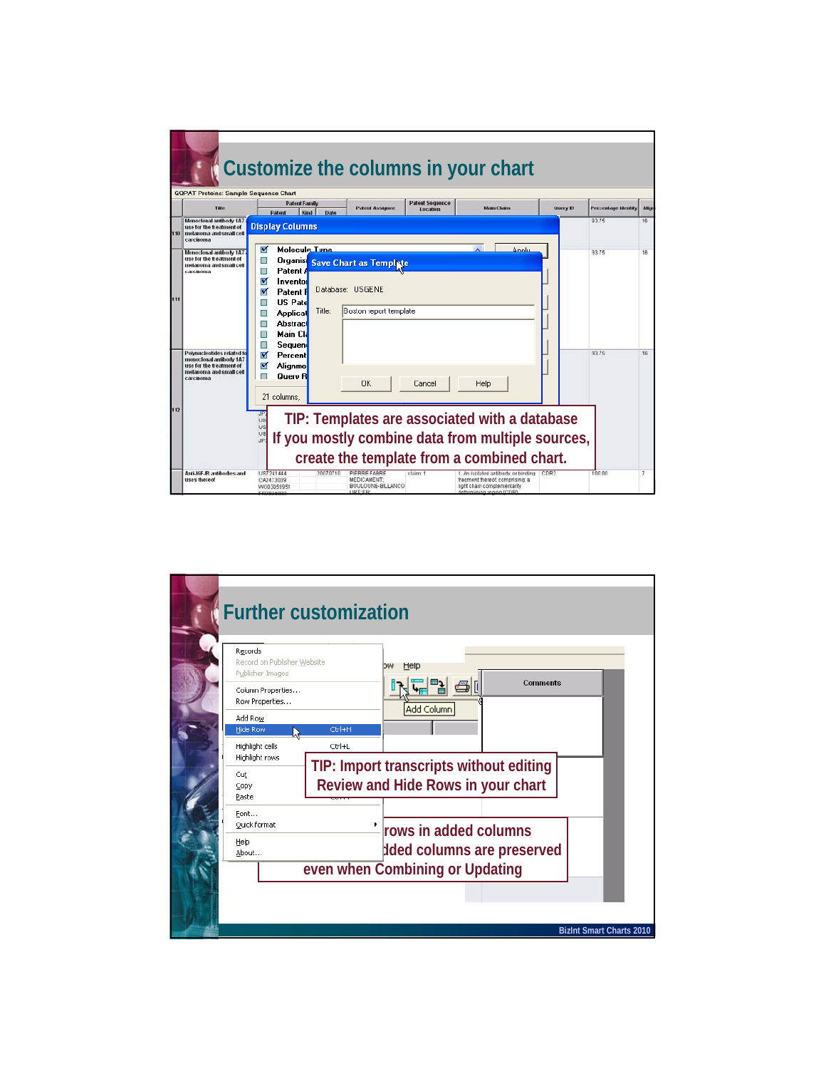## Customize the columns in your chart

GQPAT Proteins: Sample Sequence Chart

Display Columns

Save Chart as Template

Database: USGENE

Title: Boston report template

OK   Cancel   Help

21 columns,

TIP: Templates are associated with a database
If you mostly combine data from multiple sources, create the template from a combined chart.

## Further customization

Records
Record on Publisher Website
Publisher Images
Column Properties...
Row Properties...
Add Row
Hide Row   Ctrl+H
Highlight cells   Ctrl+L
Highlight rows
Cut
Copy
Paste
Font...
Quick format
Help
About...

Add Column

Comments

TIP: Import transcripts without editing
Review and Hide Rows in your chart

rows in added columns
dded columns are preserved
even when Combining or Updating

BizInt Smart Charts 2010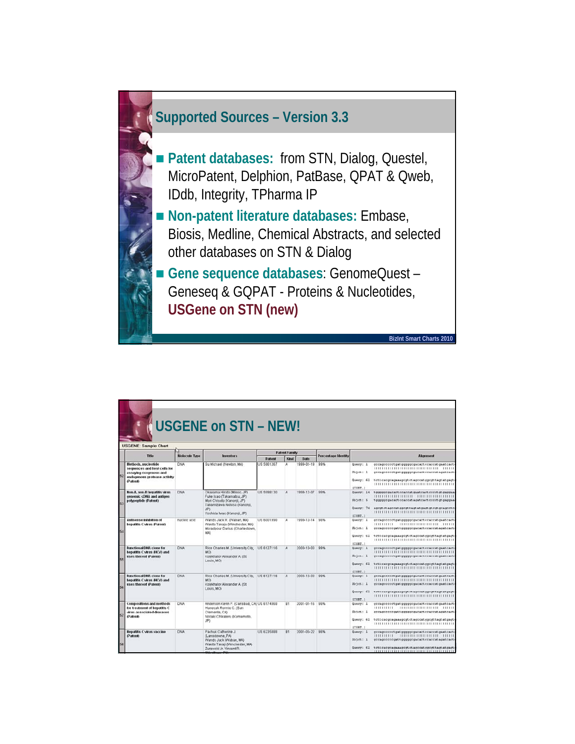## Supported Sources – Version 3.3

- **Patent databases:** from STN, Dialog, Questel, MicroPatent, Delphion, PatBase, QPAT & Qweb, IDdb, Integrity, TPharma IP
- **Non-patent literature databases:** Embase, Biosis, Medline, Chemical Abstracts, and selected other databases on STN & Dialog
- **Gene sequence databases**: GenomeQuest – Geneseq & GQPAT - Proteins & Nucleotides, **USGene on STN (new)**

BizInt Smart Charts 2010

## USGENE on STN – NEW!

USGENE: Sample Chart

| | Title | Molecule Type | Inventors | Patent Family | | | Percentage Identity | Alignment |
|---|---|---|---|---|---|---|---|---|
| | | | | Patent | Kind | Date | | |
| 52 | Methods, nucleotide sequences and host cells for assaying exogenous and endogenous protease activity (Patent) | DNA | Su Michael (Newton, MA) | US 5861267 | A | 1999-01-19 | 99% | Query: 1 ... Sbjct: 1 ... Query: 61 ... [CONT.] |
| 53 | Non-A, non-B hepatitis virus genomic cDNA and antigen polypeptide (Patent) | DNA | Okayama Hiroto (Minoo, JP) Fuke Isao (Takamatsu, JP) Mori Chisato (Kanonji, JP) Takamizawa Akihisa (Kanonji, JP) Yoshida Iwao (Kanonji, JP) | US 5998130 | A | 1999-12-07 | 99% | Query: 14 ... Sbjct: 5 ... Query: 74 ... [CONT.] |
| 54 | Antisense inhibition of hepatitis C virus (Patent) | nucleic acid | Wands Jack R. (Waban, MA) Wakita Takaja (Winchester, MA) Moradpour Darius (Charlestown, MA) | US 6001990 | A | 1999-12-14 | 98% | Query: 1 ... Sbjct: 1 ... Query: 61 ... [CONT.] |
| 55 | Functional DNA clone for hepatitis C virus (HCV) and uses thereof (Patent) | DNA | Rice Charles M. (University City, MO) Kolykhalov Alexander A. (St Louis, MO) | US 6127116 | A | 2000-10-03 | 99% | Query: 1 ... Sbjct: 1 ... Query: 61 ... [CONT.] |
| 56 | Functional DNA clone for hepatitis C virus (HCV) and uses thereof (Patent) | DNA | Rice Charles M. (University City, MO) Kolykhalov Alexander A. (St Louis, MO) | US 6127116 | A | 2000-10-03 | 99% | Query: 1 ... Sbjct: 1 ... Query: 61 ... [CONT.] |
| 57 | Compositions and methods for treatment of hepatitis C virus-associated diseases (Patent) | DNA | Anderson Kevin P. (Carlsbad, CA) Hanecak Ronnie C. (San Clemente, CA) Nozaki Chikateru (Kumamoto, JP) | US 6174868 | B1 | 2001-01-16 | 98% | Query: 1 ... Sbjct: 1 ... Query: 61 ... [CONT.] |
| 58 | Hepatitis C virus vaccine (Patent) | DNA | Pachuk Catherine J. (Lansdowne, PA) Wands Jack (Waban, MA) Wakita Takaji (Winchester, MA) Zurawski Jr. Vincent R. ... | US 6235888 | B1 | 2001-05-22 | 98% | Query: 1 ... Sbjct: 1 ... Query: 61 ... |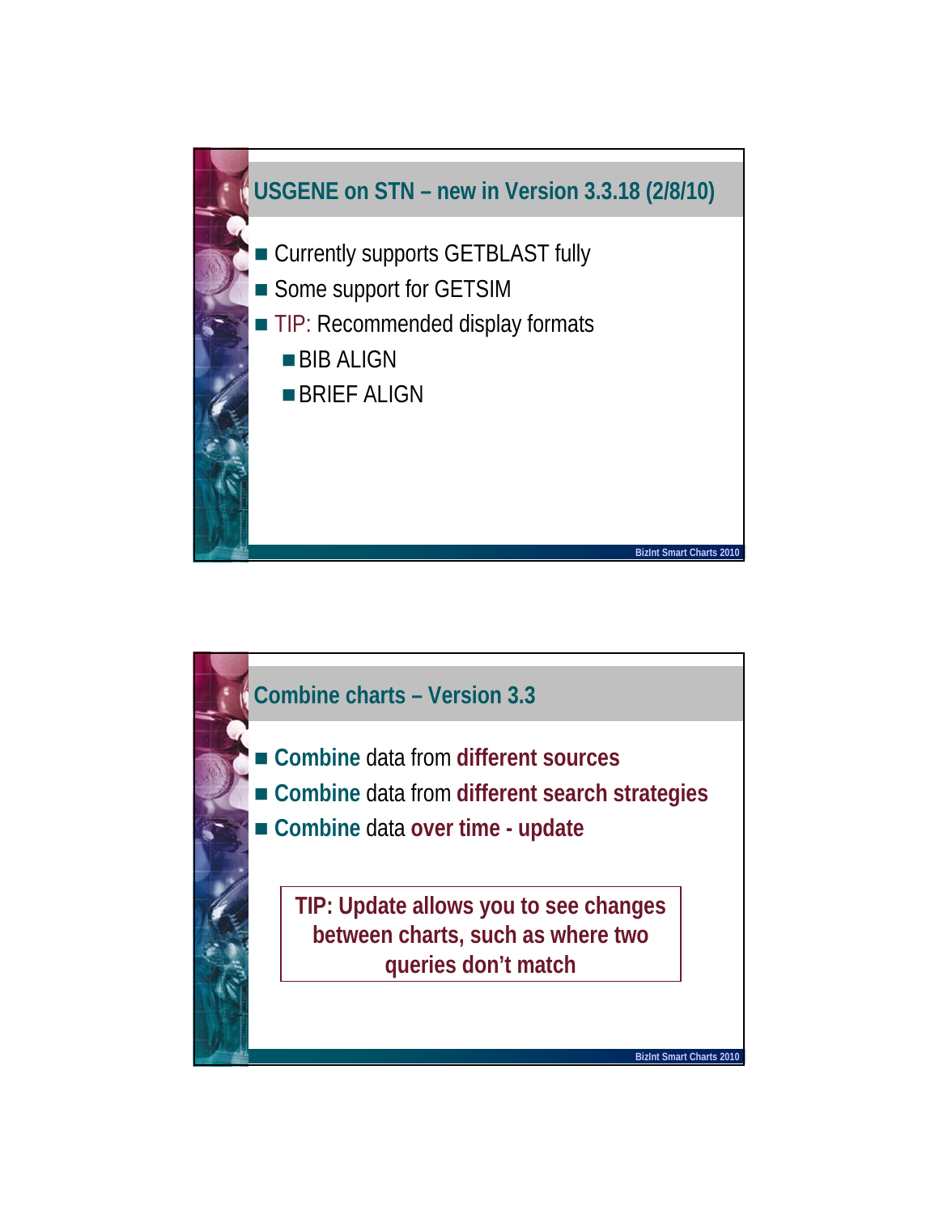## USGENE on STN – new in Version 3.3.18 (2/8/10)

- Currently supports GETBLAST fully
- Some support for GETSIM
- TIP: Recommended display formats
  - BIB ALIGN
  - BRIEF ALIGN

## Combine charts – Version 3.3

- **Combine** data from **different sources**
- **Combine** data from **different search strategies**
- **Combine** data **over time - update**

**TIP: Update allows you to see changes between charts, such as where two queries don't match**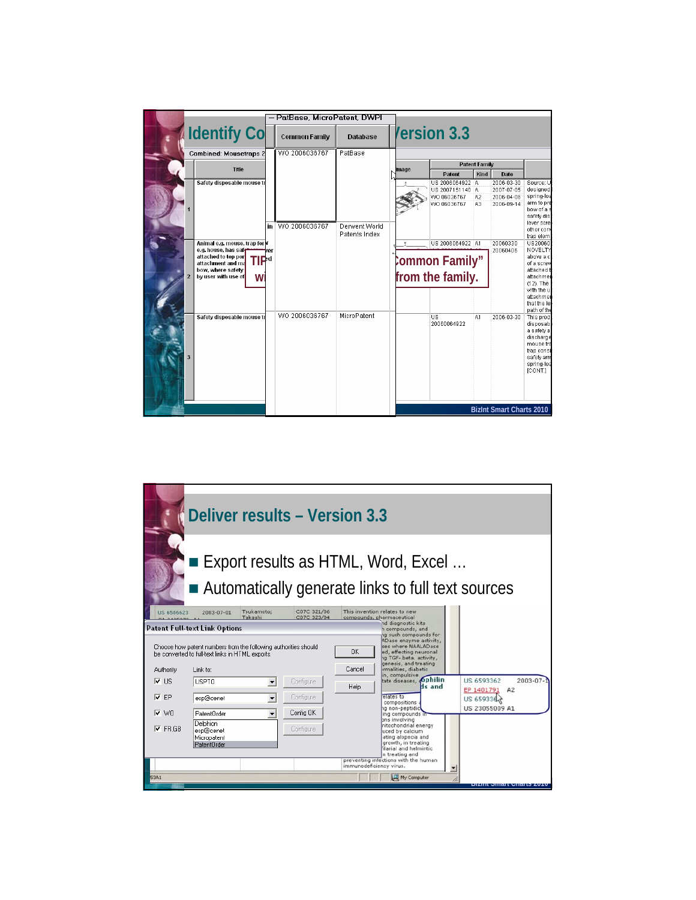## Identify Co... – Version 3.3

Combined: Mousetraps 2

| | Common Family | Database |
|---|---|---|
| | WO 2006036767 | PatBase |
| | WO 2006036767 | Derwent World Patents Index |
| | WO 2006036767 | MicroPatent |

— PatBase, MicroPatent, DWPI

| | Title | Image | Patent | Kind | Date | |
|---|---|---|---|---|---|---|
| 1 | Safety disposable mouse tr | | US 2008064922<br>US 2007151140<br>WO 06036767<br>WO 06036767 | A<br>A<br>A2<br>A3 | 2006-03-30<br>2007-07-05<br>2006-04-06<br>2006-09-14 | Source: U designed spring-loa arm to pre bow of a s safety dis lever scre other com trap elem |
| 2 | Animal e.g. mouse, trap for e.g. house, has saf... attached to top por... attachment and ma... bow, where safety... by user with use of | | US 2006064922 | A1 | 20060330<br>20060406 | US20060 NOVELTY above a c of a screw attached t attachme (12). The with the u attachme that the le path of the |
| 3 | Safety disposable mouse tr | | US 20060064922 | A1 | 2006-03-30 | This prod disposab a safety a discharge mouse tra trap consi safety arm spring-lo [CONT.] |

TIP ... wi... ...Common Family" ...from the family.

BizInt Smart Charts 2010

## Deliver results – Version 3.3

- Export results as HTML, Word, Excel …
- Automatically generate links to full text sources

**Patent Full-text Link Options**

Choose how patent numbers from the following authorities should be converted to full-text links in HTML exports.

| Authority | Link to: | |
|---|---|---|
| ☑ US | USPTO | Configure |
| ☑ EP | esp@cenet | Configure |
| ☑ WO | PatentOrder | Config OK |
| ☑ FR,GB | Delphion / esp@cenet / Micropatent / PatentOrder | Configure |

OK | Cancel | Help

US 6593362 2003-07-1
EP 1401791 A2
US 659336
US 23055009 A1

BizInt Smart Charts 2010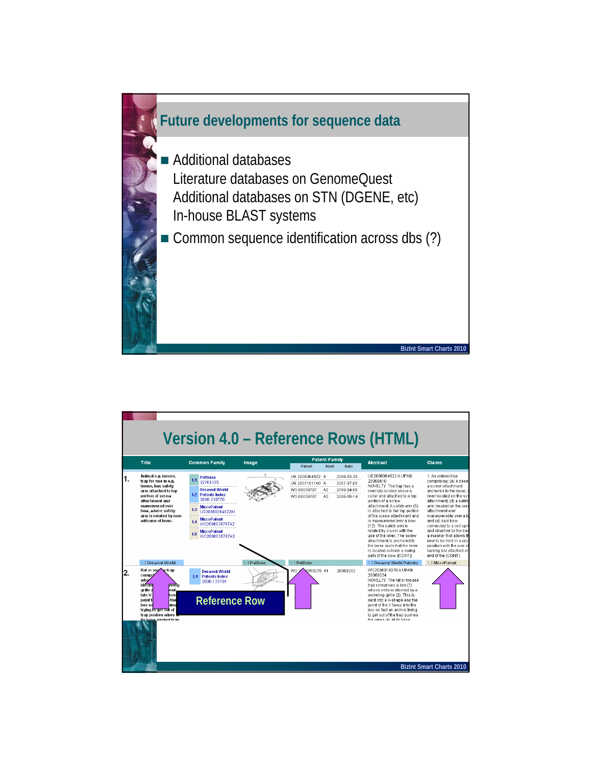## Future developments for sequence data

- Additional databases
  Literature databases on GenomeQuest
  Additional databases on STN (DGENE, etc)
  In-house BLAST systems
- Common sequence identification across dbs (?)

BizInt Smart Charts 2010

## Version 4.0 – Reference Rows (HTML)

Reference Row

BizInt Smart Charts 2010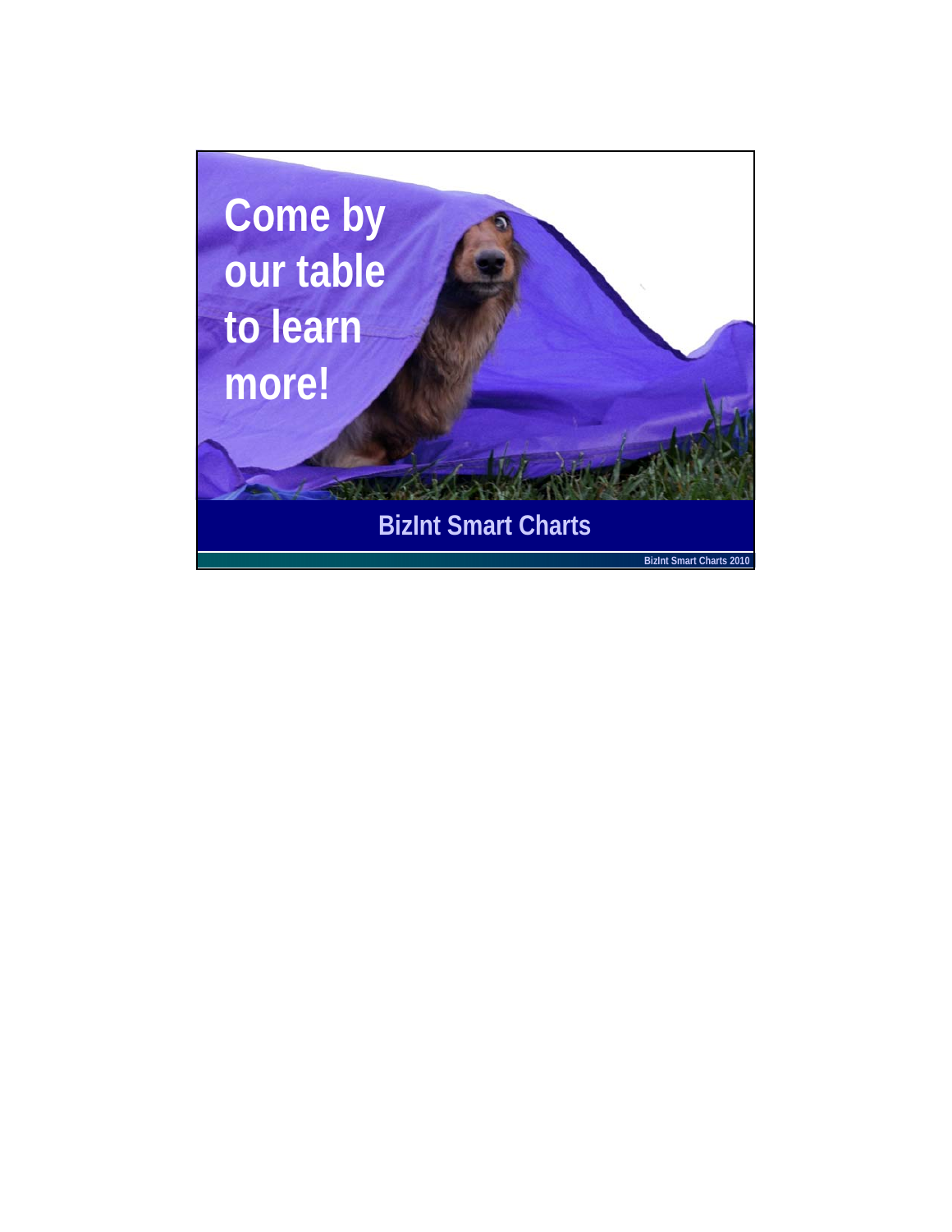Come by our table to learn more!

## BizInt Smart Charts